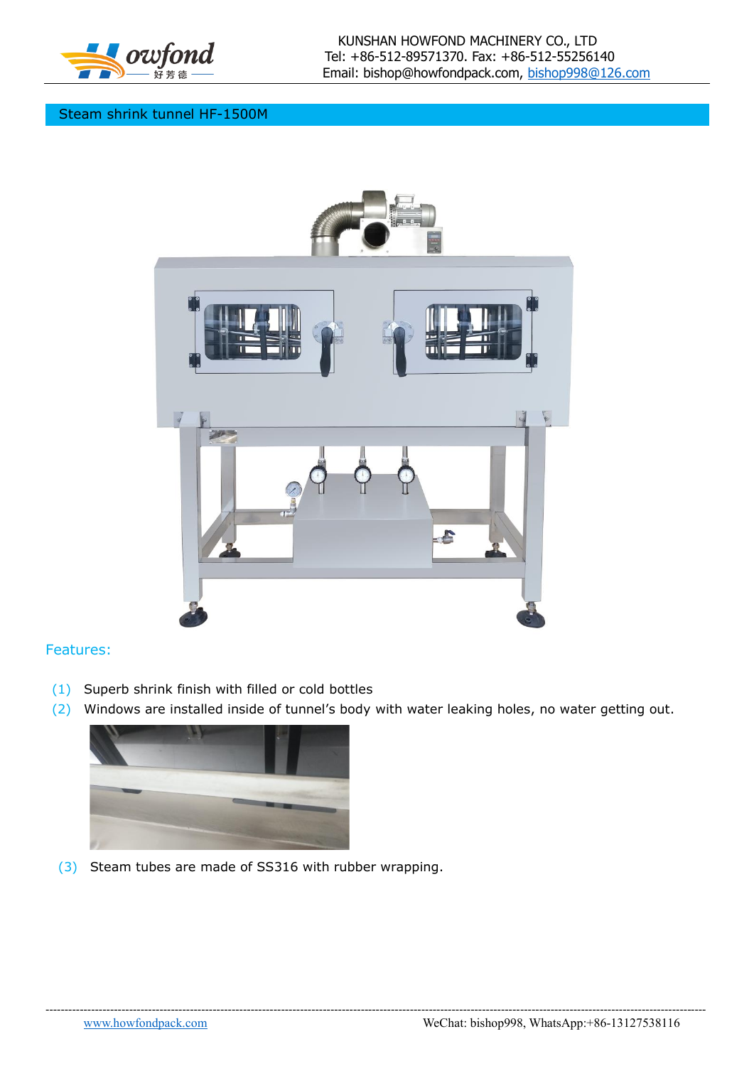## Steam shrink tunnel HF-1500M

### Features:

(1) Superb shrink finish with filled or cold bottles

(2) Windows are installed inside of tunnel's body with water leaking holes, no water getting out.

(3) Steam tubes are made of SS316 with rubber wrapping.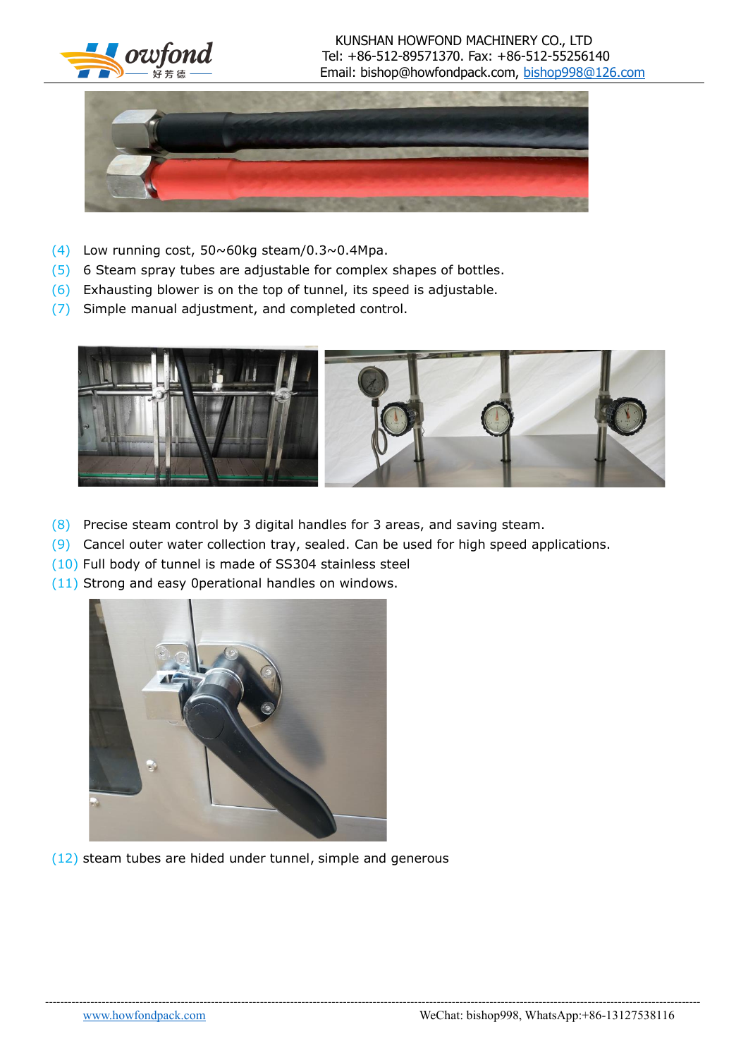(4) Low running cost, 50~60kg steam/0.3~0.4Mpa.
(5) 6 Steam spray tubes are adjustable for complex shapes of bottles.
(6) Exhausting blower is on the top of tunnel, its speed is adjustable.
(7) Simple manual adjustment, and completed control.

(8) Precise steam control by 3 digital handles for 3 areas, and saving steam.
(9) Cancel outer water collection tray, sealed. Can be used for high speed applications.
(10) Full body of tunnel is made of SS304 stainless steel
(11) Strong and easy 0perational handles on windows.

(12) steam tubes are hided under tunnel, simple and generous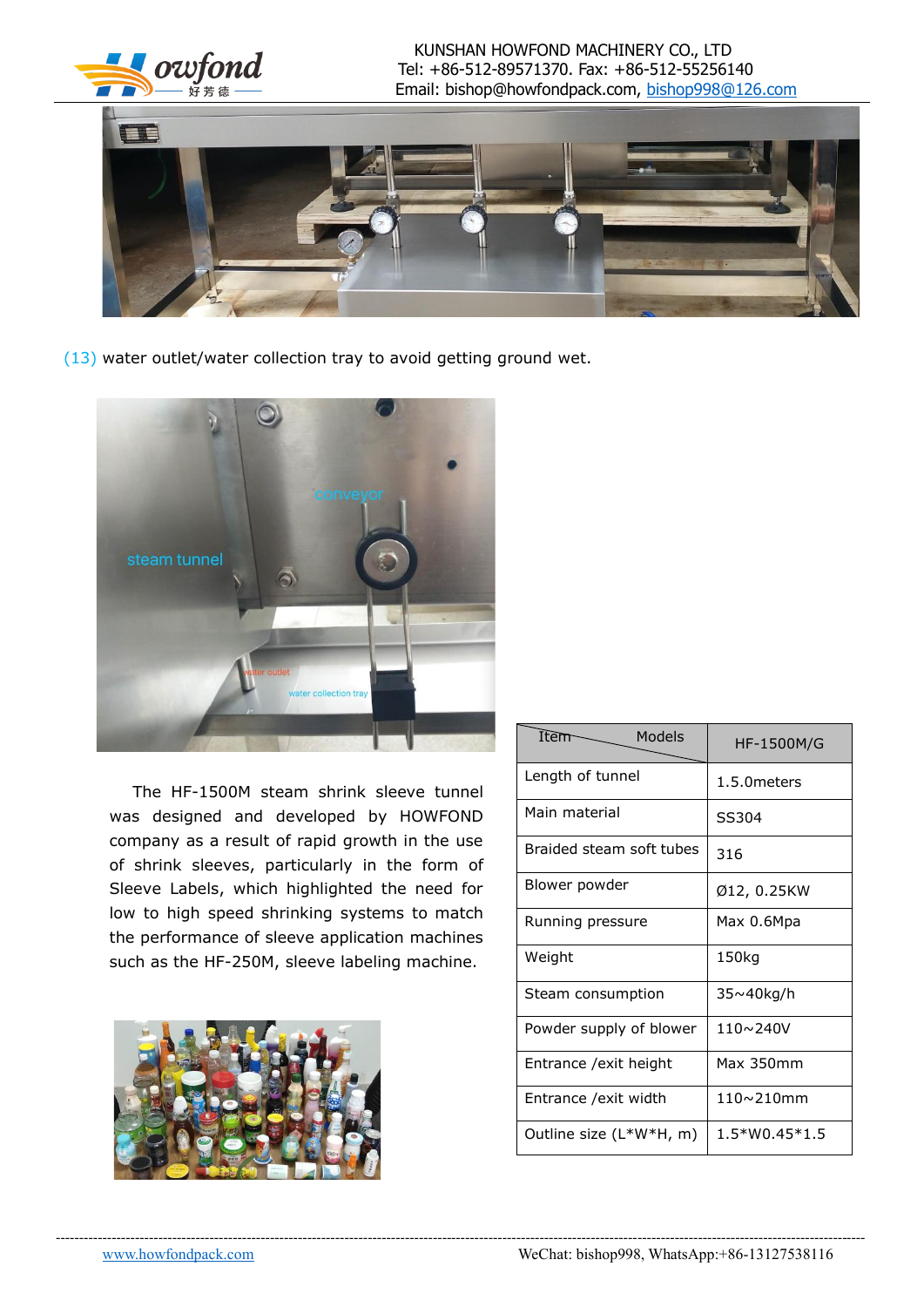(13) water outlet/water collection tray to avoid getting ground wet.

The HF-1500M steam shrink sleeve tunnel was designed and developed by HOWFOND company as a result of rapid growth in the use of shrink sleeves, particularly in the form of Sleeve Labels, which highlighted the need for low to high speed shrinking systems to match the performance of sleeve application machines such as the HF-250M, sleeve labeling machine.

| Item / Models | HF-1500M/G |
|---|---|
| Length of tunnel | 1.5.0meters |
| Main material | SS304 |
| Braided steam soft tubes | 316 |
| Blower powder | Ø12, 0.25KW |
| Running pressure | Max 0.6Mpa |
| Weight | 150kg |
| Steam consumption | 35~40kg/h |
| Powder supply of blower | 110~240V |
| Entrance /exit height | Max 350mm |
| Entrance /exit width | 110~210mm |
| Outline size (L*W*H, m) | 1.5*W0.45*1.5 |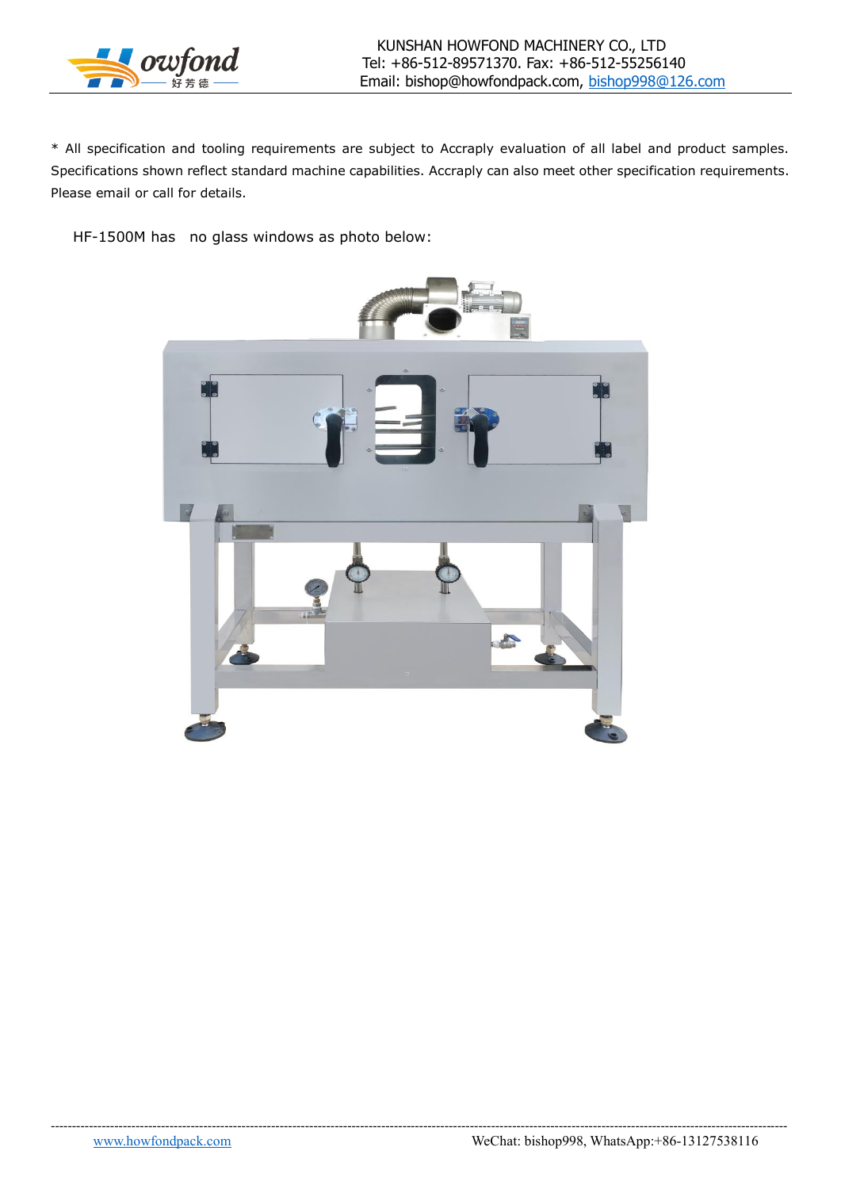* All specification and tooling requirements are subject to Accraply evaluation of all label and product samples. Specifications shown reflect standard machine capabilities. Accraply can also meet other specification requirements. Please email or call for details.

HF-1500M has no glass windows as photo below: